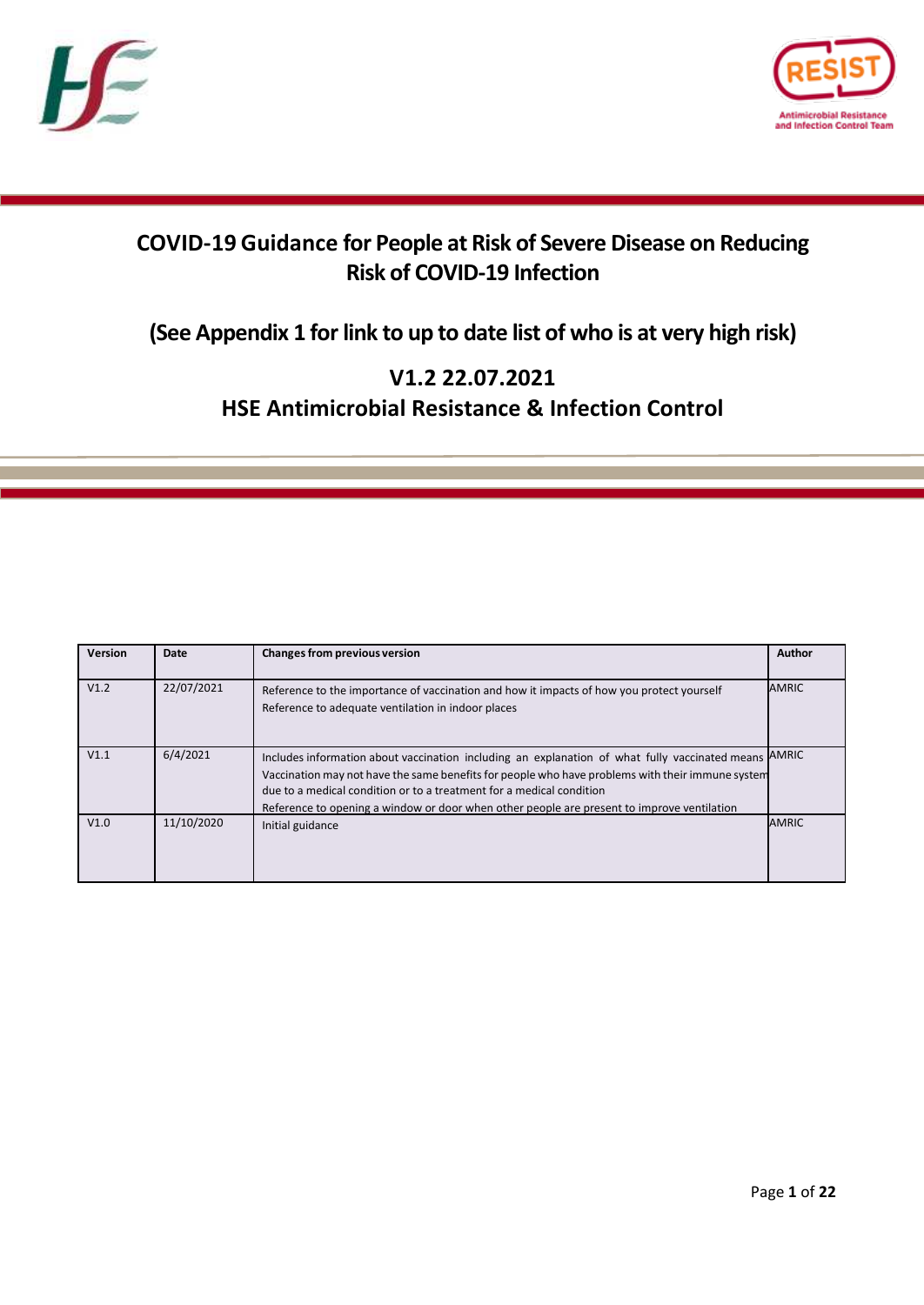# COVID-19 Guidance for People at Risk of Severe Disease on Reducing Risk of COVID-19 Infection

## (See Appendix 1 for link to up to date list of who is at very high risk)

## V1.2 22.07.2021
## HSE Antimicrobial Resistance & Infection Control

| Version | Date | Changes from previous version | Author |
|---|---|---|---|
| V1.2 | 22/07/2021 | Reference to the importance of vaccination and how it impacts of how you protect yourself<br>Reference to adequate ventilation in indoor places | AMRIC |
| V1.1 | 6/4/2021 | Includes information about vaccination including an explanation of what fully vaccinated means<br>Vaccination may not have the same benefits for people who have problems with their immune system due to a medical condition or to a treatment for a medical condition<br>Reference to opening a window or door when other people are present to improve ventilation | AMRIC |
| V1.0 | 11/10/2020 | Initial guidance | AMRIC |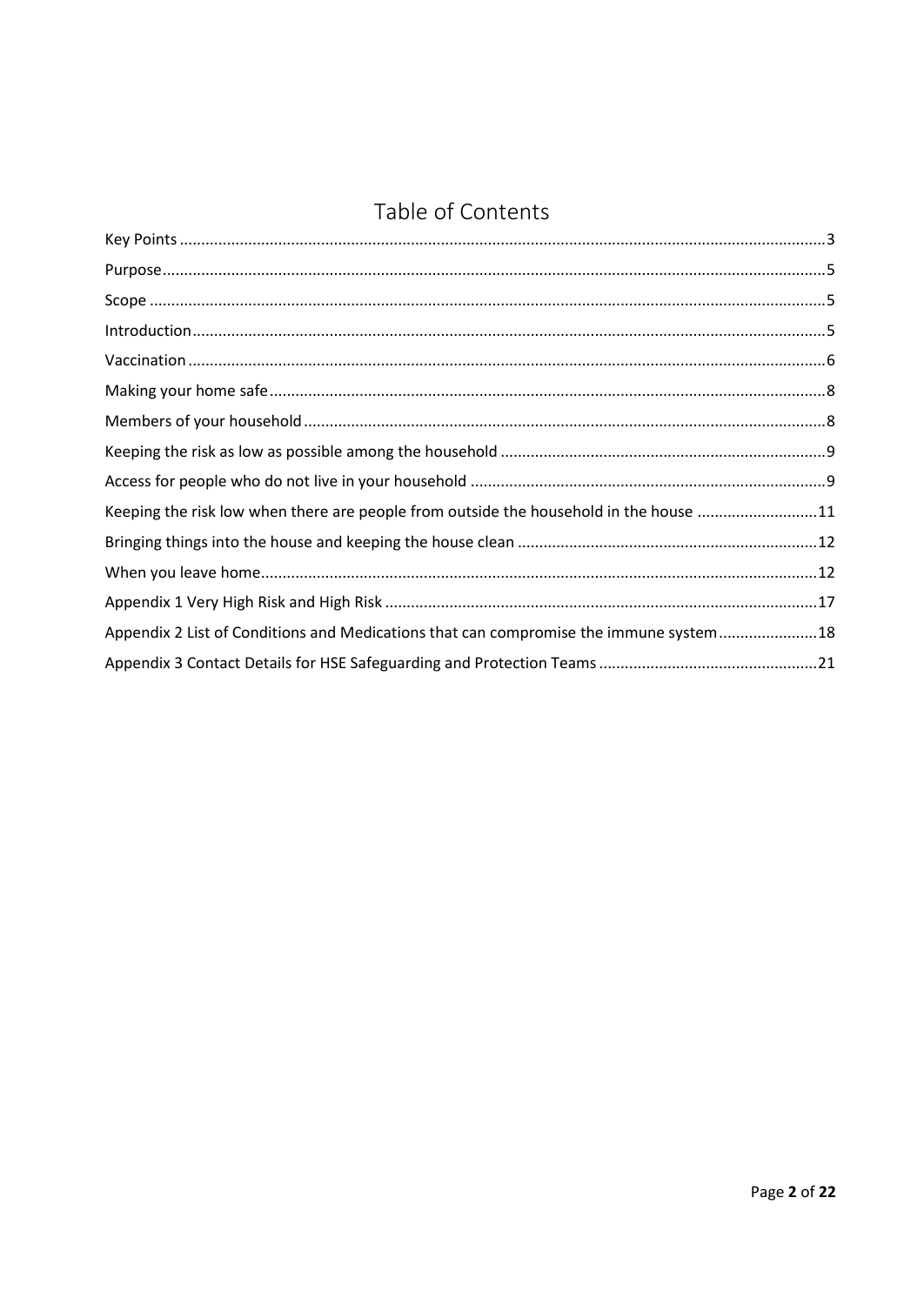# Table of Contents

| | |
|---|---|
| Key Points | 3 |
| Purpose | 5 |
| Scope | 5 |
| Introduction | 5 |
| Vaccination | 6 |
| Making your home safe | 8 |
| Members of your household | 8 |
| Keeping the risk as low as possible among the household | 9 |
| Access for people who do not live in your household | 9 |
| Keeping the risk low when there are people from outside the household in the house | 11 |
| Bringing things into the house and keeping the house clean | 12 |
| When you leave home | 12 |
| Appendix 1 Very High Risk and High Risk | 17 |
| Appendix 2 List of Conditions and Medications that can compromise the immune system | 18 |
| Appendix 3 Contact Details for HSE Safeguarding and Protection Teams | 21 |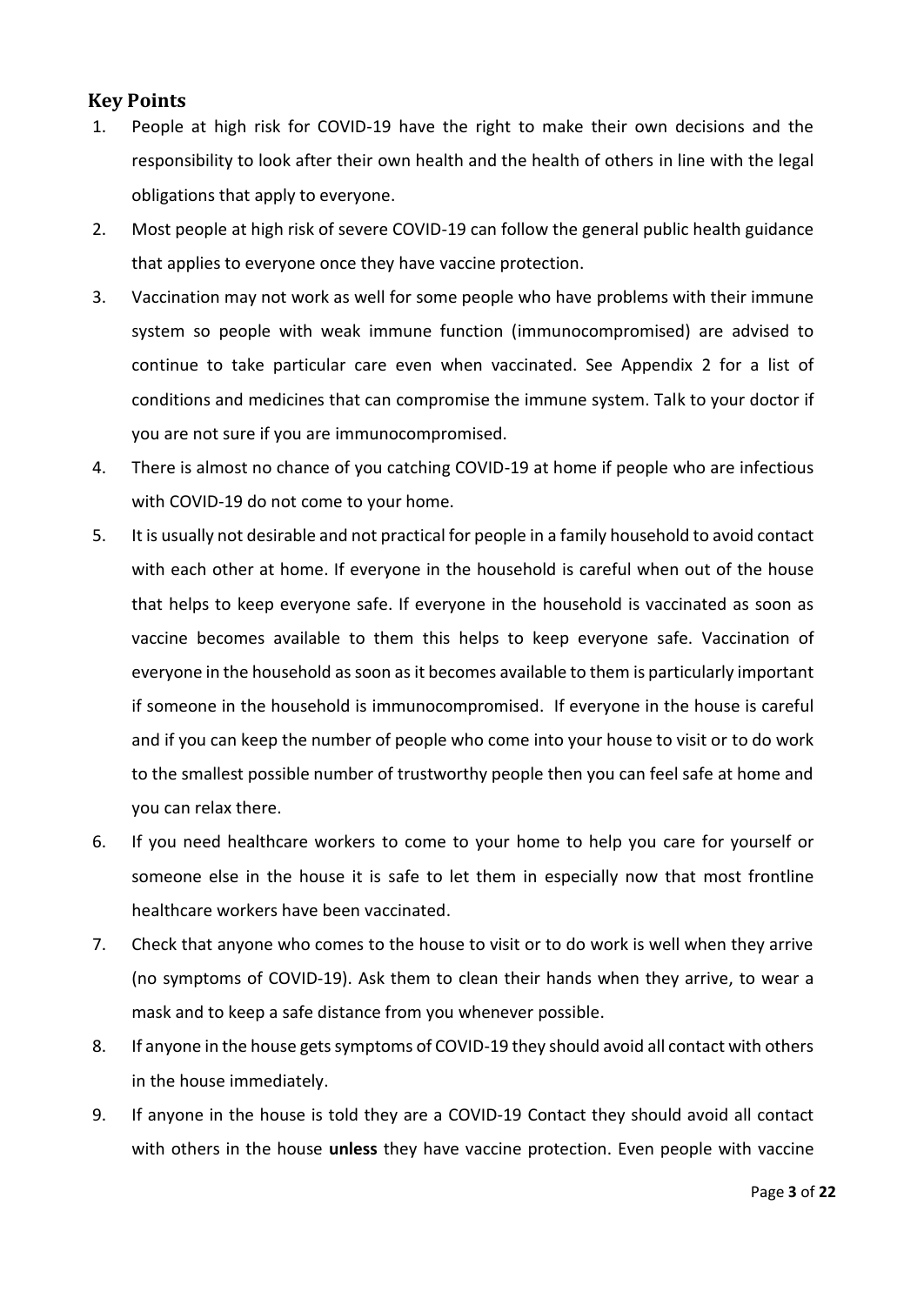## Key Points

1. People at high risk for COVID-19 have the right to make their own decisions and the responsibility to look after their own health and the health of others in line with the legal obligations that apply to everyone.
2. Most people at high risk of severe COVID-19 can follow the general public health guidance that applies to everyone once they have vaccine protection.
3. Vaccination may not work as well for some people who have problems with their immune system so people with weak immune function (immunocompromised) are advised to continue to take particular care even when vaccinated. See Appendix 2 for a list of conditions and medicines that can compromise the immune system. Talk to your doctor if you are not sure if you are immunocompromised.
4. There is almost no chance of you catching COVID-19 at home if people who are infectious with COVID-19 do not come to your home.
5. It is usually not desirable and not practical for people in a family household to avoid contact with each other at home. If everyone in the household is careful when out of the house that helps to keep everyone safe. If everyone in the household is vaccinated as soon as vaccine becomes available to them this helps to keep everyone safe. Vaccination of everyone in the household as soon as it becomes available to them is particularly important if someone in the household is immunocompromised. If everyone in the house is careful and if you can keep the number of people who come into your house to visit or to do work to the smallest possible number of trustworthy people then you can feel safe at home and you can relax there.
6. If you need healthcare workers to come to your home to help you care for yourself or someone else in the house it is safe to let them in especially now that most frontline healthcare workers have been vaccinated.
7. Check that anyone who comes to the house to visit or to do work is well when they arrive (no symptoms of COVID-19). Ask them to clean their hands when they arrive, to wear a mask and to keep a safe distance from you whenever possible.
8. If anyone in the house gets symptoms of COVID-19 they should avoid all contact with others in the house immediately.
9. If anyone in the house is told they are a COVID-19 Contact they should avoid all contact with others in the house **unless** they have vaccine protection. Even people with vaccine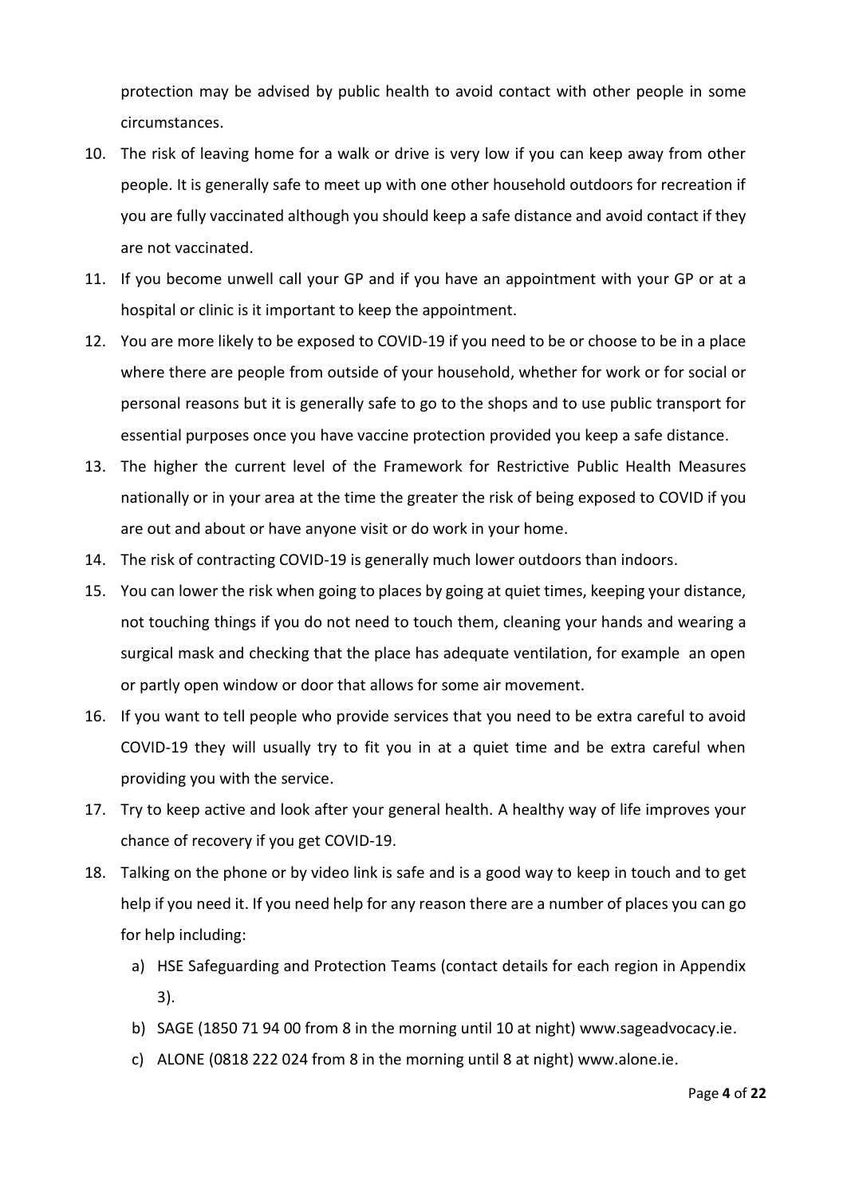protection may be advised by public health to avoid contact with other people in some circumstances.

10. The risk of leaving home for a walk or drive is very low if you can keep away from other people. It is generally safe to meet up with one other household outdoors for recreation if you are fully vaccinated although you should keep a safe distance and avoid contact if they are not vaccinated.
11. If you become unwell call your GP and if you have an appointment with your GP or at a hospital or clinic is it important to keep the appointment.
12. You are more likely to be exposed to COVID-19 if you need to be or choose to be in a place where there are people from outside of your household, whether for work or for social or personal reasons but it is generally safe to go to the shops and to use public transport for essential purposes once you have vaccine protection provided you keep a safe distance.
13. The higher the current level of the Framework for Restrictive Public Health Measures nationally or in your area at the time the greater the risk of being exposed to COVID if you are out and about or have anyone visit or do work in your home.
14. The risk of contracting COVID-19 is generally much lower outdoors than indoors.
15. You can lower the risk when going to places by going at quiet times, keeping your distance, not touching things if you do not need to touch them, cleaning your hands and wearing a surgical mask and checking that the place has adequate ventilation, for example an open or partly open window or door that allows for some air movement.
16. If you want to tell people who provide services that you need to be extra careful to avoid COVID-19 they will usually try to fit you in at a quiet time and be extra careful when providing you with the service.
17. Try to keep active and look after your general health. A healthy way of life improves your chance of recovery if you get COVID-19.
18. Talking on the phone or by video link is safe and is a good way to keep in touch and to get help if you need it. If you need help for any reason there are a number of places you can go for help including:
    a) HSE Safeguarding and Protection Teams (contact details for each region in Appendix 3).
    b) SAGE (1850 71 94 00 from 8 in the morning until 10 at night) www.sageadvocacy.ie.
    c) ALONE (0818 222 024 from 8 in the morning until 8 at night) www.alone.ie.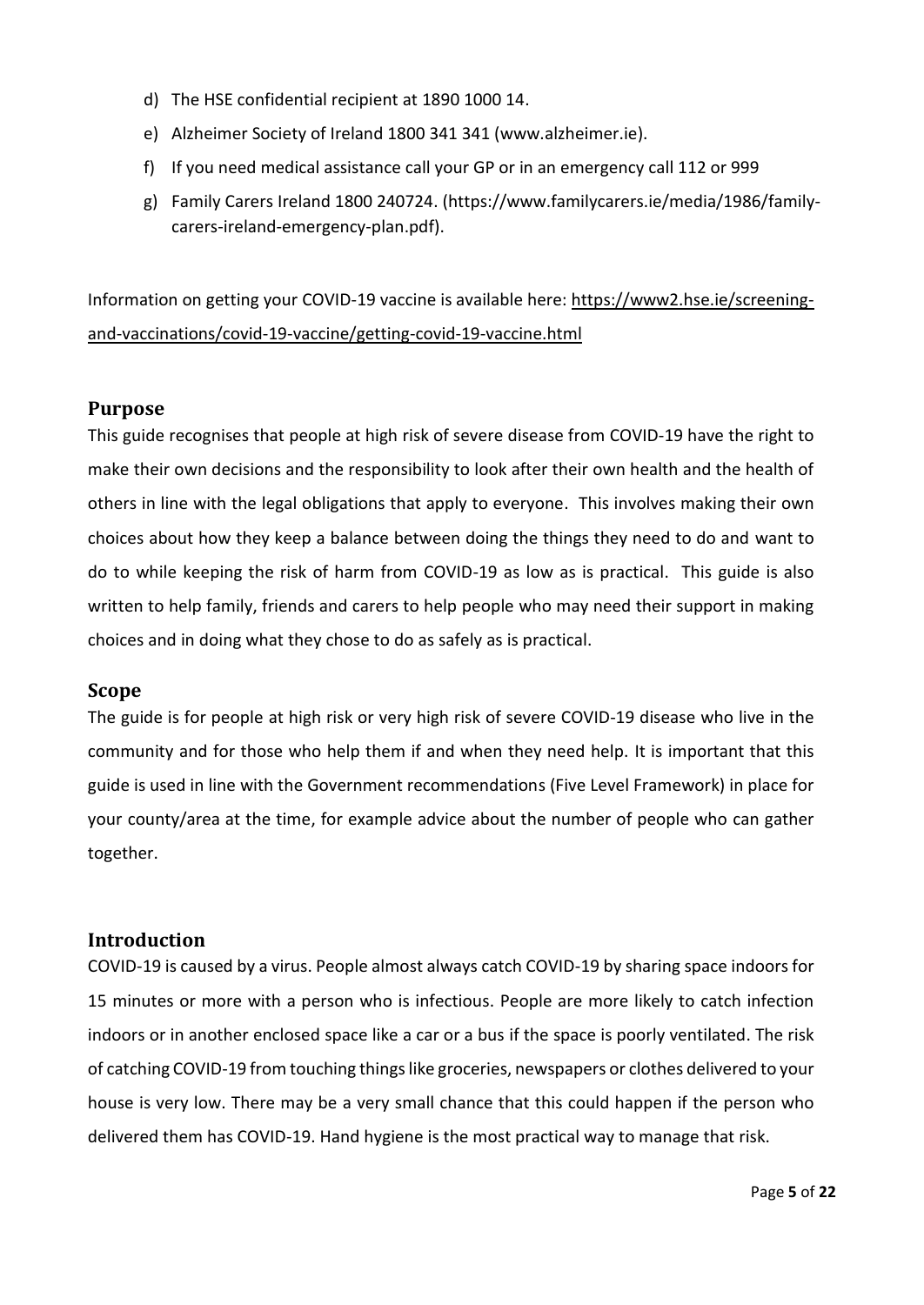d) The HSE confidential recipient at 1890 1000 14.
e) Alzheimer Society of Ireland 1800 341 341 (www.alzheimer.ie).
f) If you need medical assistance call your GP or in an emergency call 112 or 999
g) Family Carers Ireland 1800 240724. (https://www.familycarers.ie/media/1986/family-carers-ireland-emergency-plan.pdf).

Information on getting your COVID-19 vaccine is available here: https://www2.hse.ie/screening-and-vaccinations/covid-19-vaccine/getting-covid-19-vaccine.html

## Purpose

This guide recognises that people at high risk of severe disease from COVID-19 have the right to make their own decisions and the responsibility to look after their own health and the health of others in line with the legal obligations that apply to everyone. This involves making their own choices about how they keep a balance between doing the things they need to do and want to do to while keeping the risk of harm from COVID-19 as low as is practical. This guide is also written to help family, friends and carers to help people who may need their support in making choices and in doing what they chose to do as safely as is practical.

## Scope

The guide is for people at high risk or very high risk of severe COVID-19 disease who live in the community and for those who help them if and when they need help. It is important that this guide is used in line with the Government recommendations (Five Level Framework) in place for your county/area at the time, for example advice about the number of people who can gather together.

## Introduction

COVID-19 is caused by a virus. People almost always catch COVID-19 by sharing space indoors for 15 minutes or more with a person who is infectious. People are more likely to catch infection indoors or in another enclosed space like a car or a bus if the space is poorly ventilated. The risk of catching COVID-19 from touching things like groceries, newspapers or clothes delivered to your house is very low. There may be a very small chance that this could happen if the person who delivered them has COVID-19. Hand hygiene is the most practical way to manage that risk.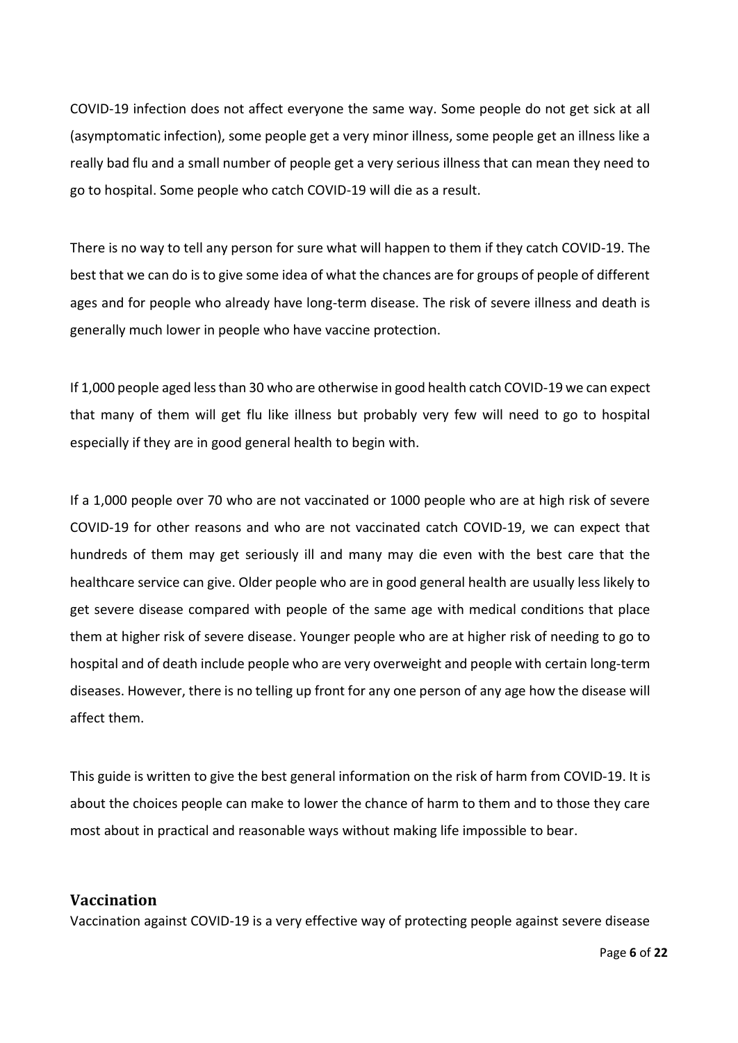COVID-19 infection does not affect everyone the same way. Some people do not get sick at all (asymptomatic infection), some people get a very minor illness, some people get an illness like a really bad flu and a small number of people get a very serious illness that can mean they need to go to hospital. Some people who catch COVID-19 will die as a result.

There is no way to tell any person for sure what will happen to them if they catch COVID-19. The best that we can do is to give some idea of what the chances are for groups of people of different ages and for people who already have long-term disease. The risk of severe illness and death is generally much lower in people who have vaccine protection.

If 1,000 people aged less than 30 who are otherwise in good health catch COVID-19 we can expect that many of them will get flu like illness but probably very few will need to go to hospital especially if they are in good general health to begin with.

If a 1,000 people over 70 who are not vaccinated or 1000 people who are at high risk of severe COVID-19 for other reasons and who are not vaccinated catch COVID-19, we can expect that hundreds of them may get seriously ill and many may die even with the best care that the healthcare service can give. Older people who are in good general health are usually less likely to get severe disease compared with people of the same age with medical conditions that place them at higher risk of severe disease. Younger people who are at higher risk of needing to go to hospital and of death include people who are very overweight and people with certain long-term diseases. However, there is no telling up front for any one person of any age how the disease will affect them.

This guide is written to give the best general information on the risk of harm from COVID-19. It is about the choices people can make to lower the chance of harm to them and to those they care most about in practical and reasonable ways without making life impossible to bear.

## Vaccination

Vaccination against COVID-19 is a very effective way of protecting people against severe disease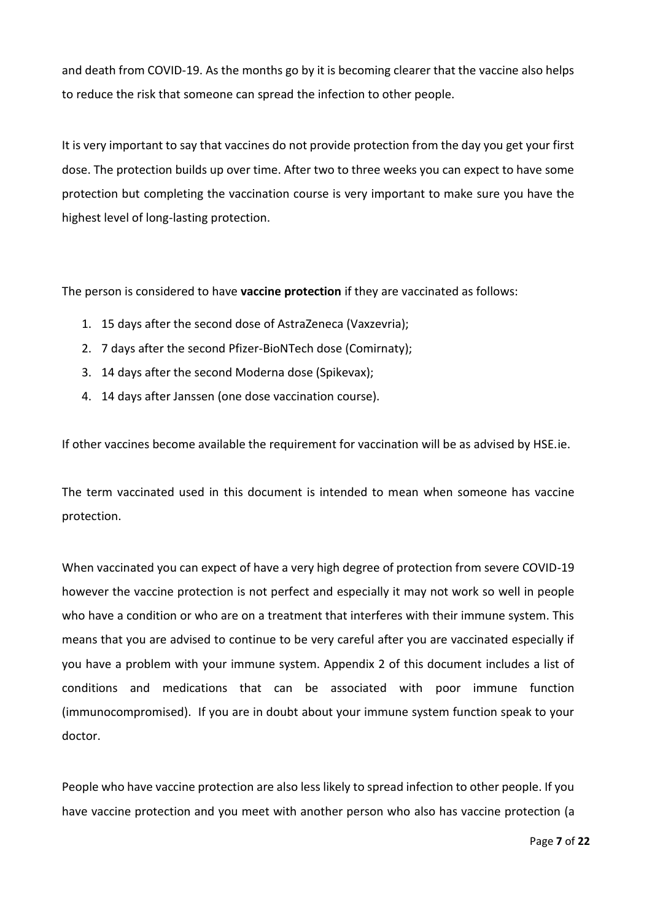and death from COVID-19. As the months go by it is becoming clearer that the vaccine also helps to reduce the risk that someone can spread the infection to other people.

It is very important to say that vaccines do not provide protection from the day you get your first dose. The protection builds up over time. After two to three weeks you can expect to have some protection but completing the vaccination course is very important to make sure you have the highest level of long-lasting protection.

The person is considered to have **vaccine protection** if they are vaccinated as follows:

1. 15 days after the second dose of AstraZeneca (Vaxzevria);
2. 7 days after the second Pfizer-BioNTech dose (Comirnaty);
3. 14 days after the second Moderna dose (Spikevax);
4. 14 days after Janssen (one dose vaccination course).

If other vaccines become available the requirement for vaccination will be as advised by HSE.ie.

The term vaccinated used in this document is intended to mean when someone has vaccine protection.

When vaccinated you can expect of have a very high degree of protection from severe COVID-19 however the vaccine protection is not perfect and especially it may not work so well in people who have a condition or who are on a treatment that interferes with their immune system. This means that you are advised to continue to be very careful after you are vaccinated especially if you have a problem with your immune system. Appendix 2 of this document includes a list of conditions and medications that can be associated with poor immune function (immunocompromised). If you are in doubt about your immune system function speak to your doctor.

People who have vaccine protection are also less likely to spread infection to other people. If you have vaccine protection and you meet with another person who also has vaccine protection (a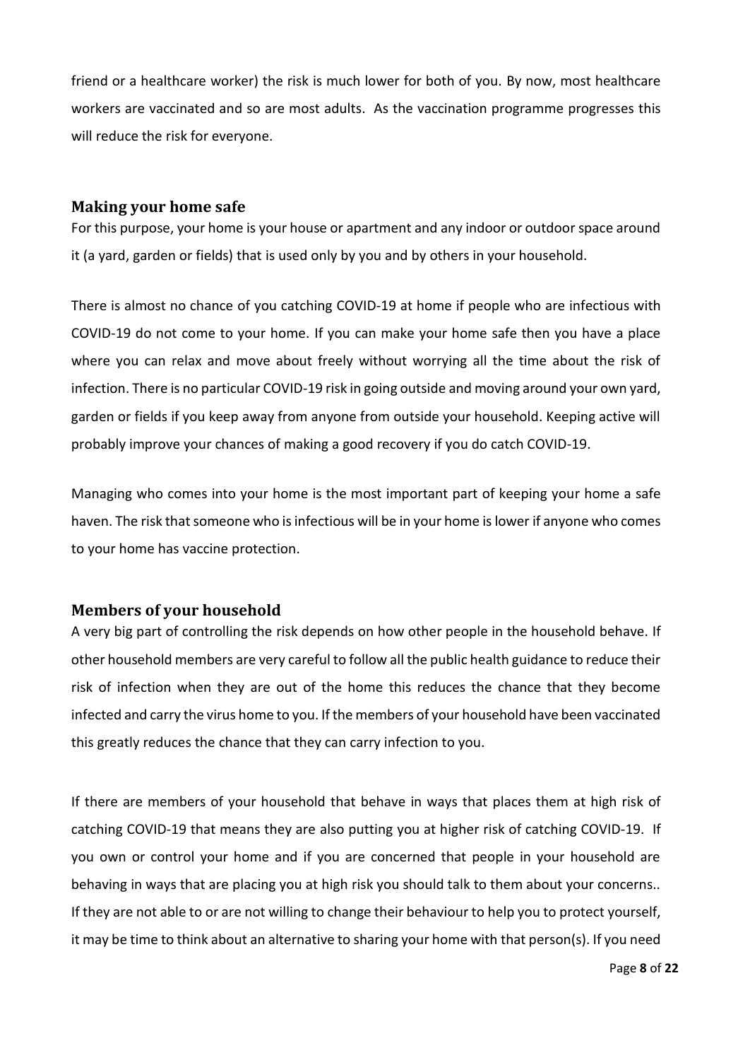friend or a healthcare worker) the risk is much lower for both of you. By now, most healthcare workers are vaccinated and so are most adults. As the vaccination programme progresses this will reduce the risk for everyone.

## Making your home safe

For this purpose, your home is your house or apartment and any indoor or outdoor space around it (a yard, garden or fields) that is used only by you and by others in your household.

There is almost no chance of you catching COVID-19 at home if people who are infectious with COVID-19 do not come to your home. If you can make your home safe then you have a place where you can relax and move about freely without worrying all the time about the risk of infection. There is no particular COVID-19 risk in going outside and moving around your own yard, garden or fields if you keep away from anyone from outside your household. Keeping active will probably improve your chances of making a good recovery if you do catch COVID-19.

Managing who comes into your home is the most important part of keeping your home a safe haven. The risk that someone who is infectious will be in your home is lower if anyone who comes to your home has vaccine protection.

## Members of your household

A very big part of controlling the risk depends on how other people in the household behave. If other household members are very careful to follow all the public health guidance to reduce their risk of infection when they are out of the home this reduces the chance that they become infected and carry the virus home to you. If the members of your household have been vaccinated this greatly reduces the chance that they can carry infection to you.

If there are members of your household that behave in ways that places them at high risk of catching COVID-19 that means they are also putting you at higher risk of catching COVID-19. If you own or control your home and if you are concerned that people in your household are behaving in ways that are placing you at high risk you should talk to them about your concerns.. If they are not able to or are not willing to change their behaviour to help you to protect yourself, it may be time to think about an alternative to sharing your home with that person(s). If you need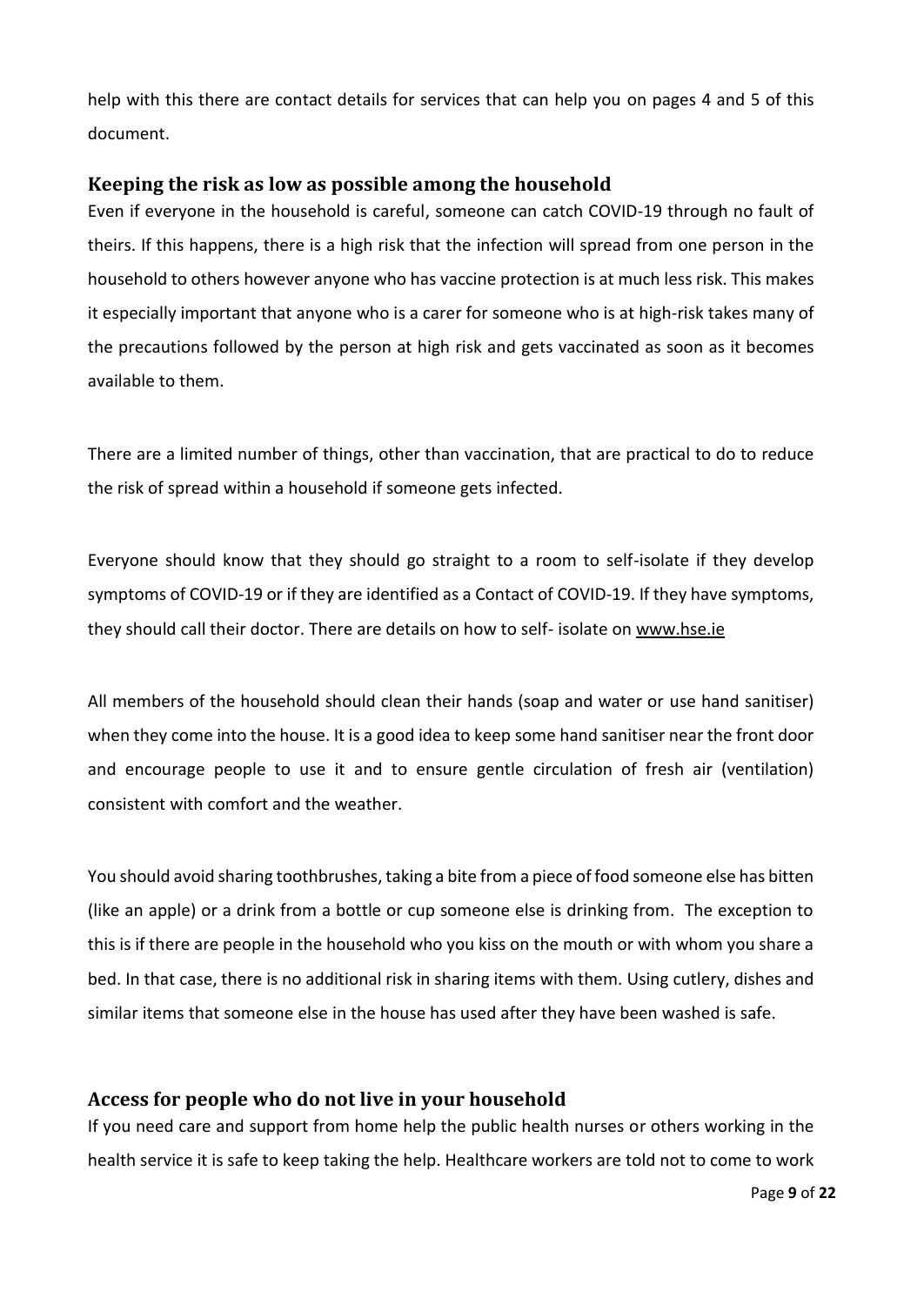help with this there are contact details for services that can help you on pages 4 and 5 of this document.

## Keeping the risk as low as possible among the household

Even if everyone in the household is careful, someone can catch COVID-19 through no fault of theirs. If this happens, there is a high risk that the infection will spread from one person in the household to others however anyone who has vaccine protection is at much less risk. This makes it especially important that anyone who is a carer for someone who is at high-risk takes many of the precautions followed by the person at high risk and gets vaccinated as soon as it becomes available to them.

There are a limited number of things, other than vaccination, that are practical to do to reduce the risk of spread within a household if someone gets infected.

Everyone should know that they should go straight to a room to self-isolate if they develop symptoms of COVID-19 or if they are identified as a Contact of COVID-19. If they have symptoms, they should call their doctor. There are details on how to self- isolate on www.hse.ie

All members of the household should clean their hands (soap and water or use hand sanitiser) when they come into the house. It is a good idea to keep some hand sanitiser near the front door and encourage people to use it and to ensure gentle circulation of fresh air (ventilation) consistent with comfort and the weather.

You should avoid sharing toothbrushes, taking a bite from a piece of food someone else has bitten (like an apple) or a drink from a bottle or cup someone else is drinking from. The exception to this is if there are people in the household who you kiss on the mouth or with whom you share a bed. In that case, there is no additional risk in sharing items with them. Using cutlery, dishes and similar items that someone else in the house has used after they have been washed is safe.

## Access for people who do not live in your household

If you need care and support from home help the public health nurses or others working in the health service it is safe to keep taking the help. Healthcare workers are told not to come to work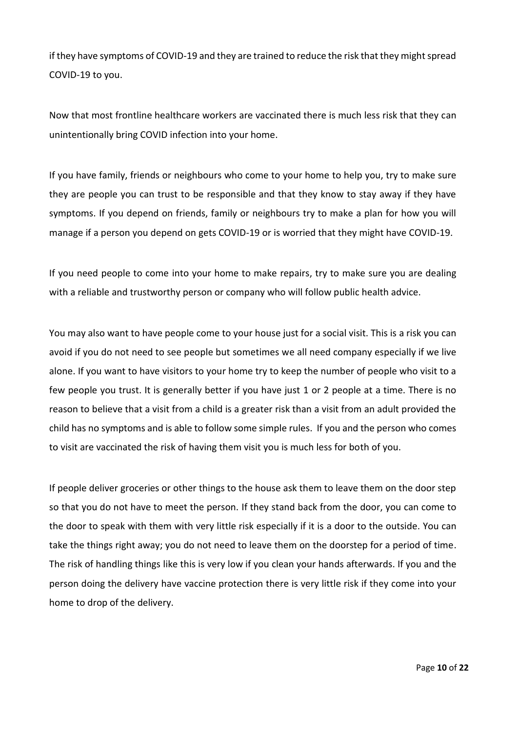if they have symptoms of COVID-19 and they are trained to reduce the risk that they might spread COVID-19 to you.

Now that most frontline healthcare workers are vaccinated there is much less risk that they can unintentionally bring COVID infection into your home.

If you have family, friends or neighbours who come to your home to help you, try to make sure they are people you can trust to be responsible and that they know to stay away if they have symptoms. If you depend on friends, family or neighbours try to make a plan for how you will manage if a person you depend on gets COVID-19 or is worried that they might have COVID-19.

If you need people to come into your home to make repairs, try to make sure you are dealing with a reliable and trustworthy person or company who will follow public health advice.

You may also want to have people come to your house just for a social visit. This is a risk you can avoid if you do not need to see people but sometimes we all need company especially if we live alone. If you want to have visitors to your home try to keep the number of people who visit to a few people you trust. It is generally better if you have just 1 or 2 people at a time. There is no reason to believe that a visit from a child is a greater risk than a visit from an adult provided the child has no symptoms and is able to follow some simple rules. If you and the person who comes to visit are vaccinated the risk of having them visit you is much less for both of you.

If people deliver groceries or other things to the house ask them to leave them on the door step so that you do not have to meet the person. If they stand back from the door, you can come to the door to speak with them with very little risk especially if it is a door to the outside. You can take the things right away; you do not need to leave them on the doorstep for a period of time. The risk of handling things like this is very low if you clean your hands afterwards. If you and the person doing the delivery have vaccine protection there is very little risk if they come into your home to drop of the delivery.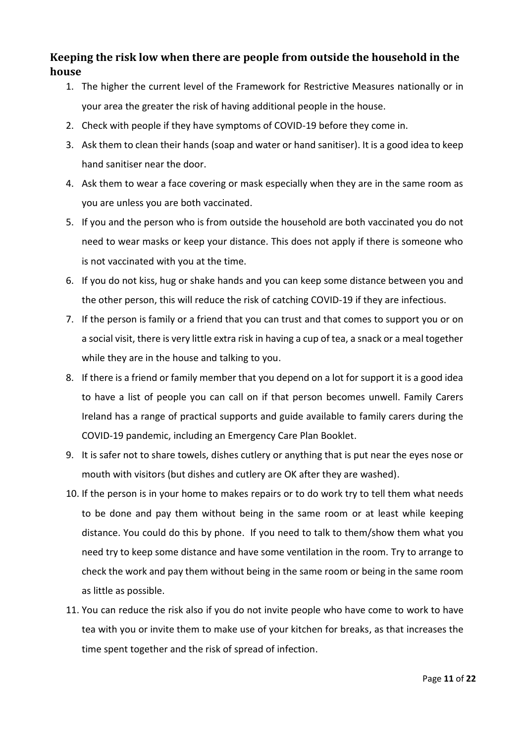## Keeping the risk low when there are people from outside the household in the house

1. The higher the current level of the Framework for Restrictive Measures nationally or in your area the greater the risk of having additional people in the house.
2. Check with people if they have symptoms of COVID-19 before they come in.
3. Ask them to clean their hands (soap and water or hand sanitiser). It is a good idea to keep hand sanitiser near the door.
4. Ask them to wear a face covering or mask especially when they are in the same room as you are unless you are both vaccinated.
5. If you and the person who is from outside the household are both vaccinated you do not need to wear masks or keep your distance. This does not apply if there is someone who is not vaccinated with you at the time.
6. If you do not kiss, hug or shake hands and you can keep some distance between you and the other person, this will reduce the risk of catching COVID-19 if they are infectious.
7. If the person is family or a friend that you can trust and that comes to support you or on a social visit, there is very little extra risk in having a cup of tea, a snack or a meal together while they are in the house and talking to you.
8. If there is a friend or family member that you depend on a lot for support it is a good idea to have a list of people you can call on if that person becomes unwell. Family Carers Ireland has a range of practical supports and guide available to family carers during the COVID-19 pandemic, including an Emergency Care Plan Booklet.
9. It is safer not to share towels, dishes cutlery or anything that is put near the eyes nose or mouth with visitors (but dishes and cutlery are OK after they are washed).
10. If the person is in your home to makes repairs or to do work try to tell them what needs to be done and pay them without being in the same room or at least while keeping distance. You could do this by phone. If you need to talk to them/show them what you need try to keep some distance and have some ventilation in the room. Try to arrange to check the work and pay them without being in the same room or being in the same room as little as possible.
11. You can reduce the risk also if you do not invite people who have come to work to have tea with you or invite them to make use of your kitchen for breaks, as that increases the time spent together and the risk of spread of infection.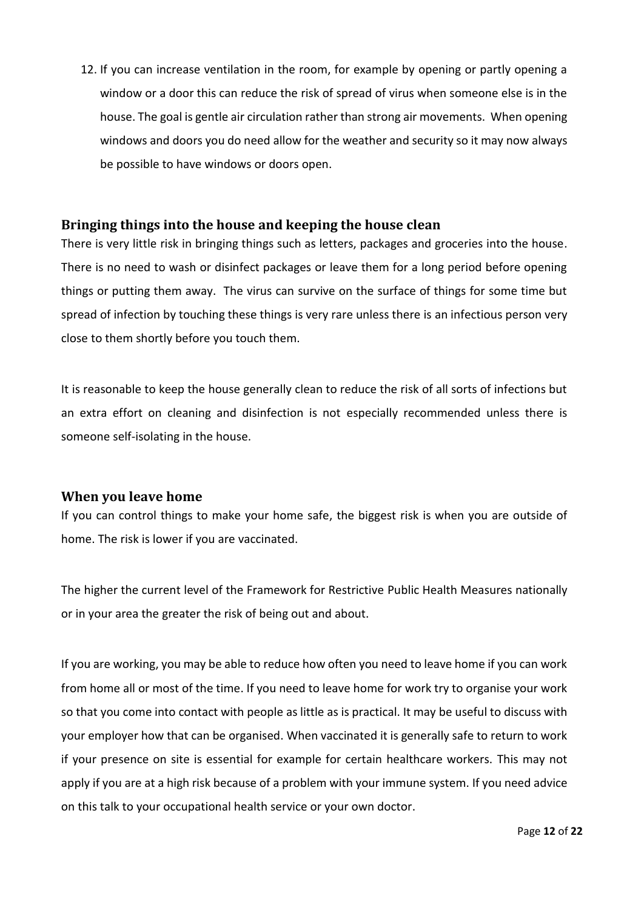12. If you can increase ventilation in the room, for example by opening or partly opening a window or a door this can reduce the risk of spread of virus when someone else is in the house. The goal is gentle air circulation rather than strong air movements. When opening windows and doors you do need allow for the weather and security so it may now always be possible to have windows or doors open.

## Bringing things into the house and keeping the house clean

There is very little risk in bringing things such as letters, packages and groceries into the house. There is no need to wash or disinfect packages or leave them for a long period before opening things or putting them away. The virus can survive on the surface of things for some time but spread of infection by touching these things is very rare unless there is an infectious person very close to them shortly before you touch them.

It is reasonable to keep the house generally clean to reduce the risk of all sorts of infections but an extra effort on cleaning and disinfection is not especially recommended unless there is someone self-isolating in the house.

## When you leave home

If you can control things to make your home safe, the biggest risk is when you are outside of home. The risk is lower if you are vaccinated.

The higher the current level of the Framework for Restrictive Public Health Measures nationally or in your area the greater the risk of being out and about.

If you are working, you may be able to reduce how often you need to leave home if you can work from home all or most of the time. If you need to leave home for work try to organise your work so that you come into contact with people as little as is practical. It may be useful to discuss with your employer how that can be organised. When vaccinated it is generally safe to return to work if your presence on site is essential for example for certain healthcare workers. This may not apply if you are at a high risk because of a problem with your immune system. If you need advice on this talk to your occupational health service or your own doctor.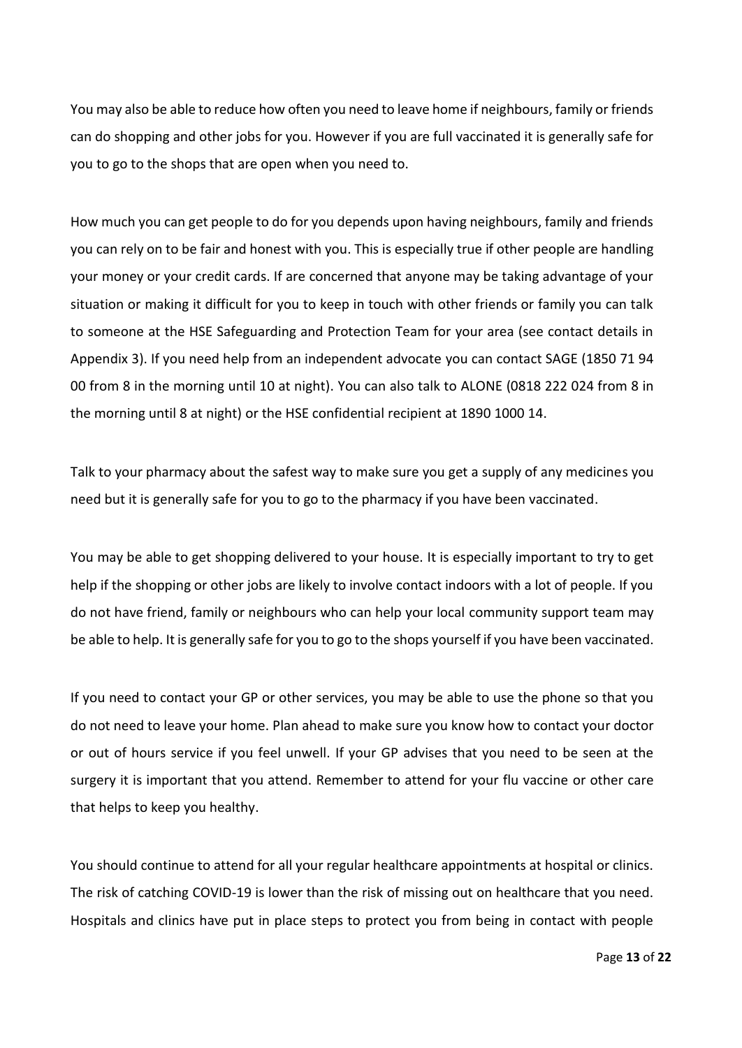You may also be able to reduce how often you need to leave home if neighbours, family or friends can do shopping and other jobs for you. However if you are full vaccinated it is generally safe for you to go to the shops that are open when you need to.

How much you can get people to do for you depends upon having neighbours, family and friends you can rely on to be fair and honest with you. This is especially true if other people are handling your money or your credit cards. If are concerned that anyone may be taking advantage of your situation or making it difficult for you to keep in touch with other friends or family you can talk to someone at the HSE Safeguarding and Protection Team for your area (see contact details in Appendix 3). If you need help from an independent advocate you can contact SAGE (1850 71 94 00 from 8 in the morning until 10 at night). You can also talk to ALONE (0818 222 024 from 8 in the morning until 8 at night) or the HSE confidential recipient at 1890 1000 14.

Talk to your pharmacy about the safest way to make sure you get a supply of any medicines you need but it is generally safe for you to go to the pharmacy if you have been vaccinated.

You may be able to get shopping delivered to your house. It is especially important to try to get help if the shopping or other jobs are likely to involve contact indoors with a lot of people. If you do not have friend, family or neighbours who can help your local community support team may be able to help. It is generally safe for you to go to the shops yourself if you have been vaccinated.

If you need to contact your GP or other services, you may be able to use the phone so that you do not need to leave your home. Plan ahead to make sure you know how to contact your doctor or out of hours service if you feel unwell. If your GP advises that you need to be seen at the surgery it is important that you attend. Remember to attend for your flu vaccine or other care that helps to keep you healthy.

You should continue to attend for all your regular healthcare appointments at hospital or clinics. The risk of catching COVID-19 is lower than the risk of missing out on healthcare that you need. Hospitals and clinics have put in place steps to protect you from being in contact with people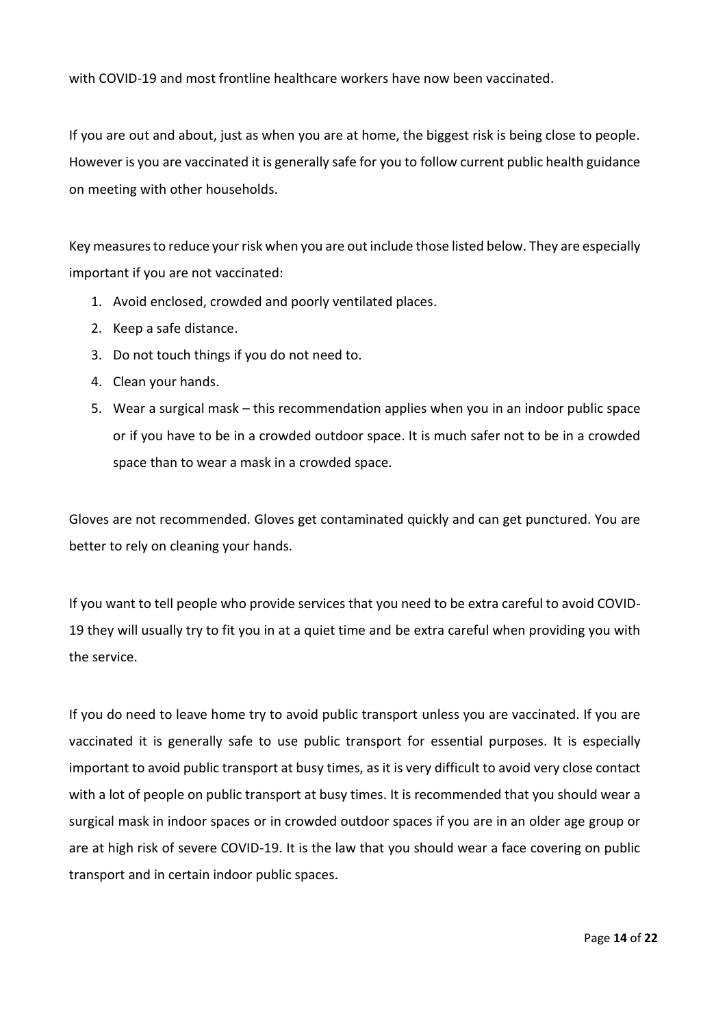with COVID-19 and most frontline healthcare workers have now been vaccinated.

If you are out and about, just as when you are at home, the biggest risk is being close to people. However is you are vaccinated it is generally safe for you to follow current public health guidance on meeting with other households.

Key measures to reduce your risk when you are out include those listed below. They are especially important if you are not vaccinated:

1. Avoid enclosed, crowded and poorly ventilated places.
2. Keep a safe distance.
3. Do not touch things if you do not need to.
4. Clean your hands.
5. Wear a surgical mask – this recommendation applies when you in an indoor public space or if you have to be in a crowded outdoor space. It is much safer not to be in a crowded space than to wear a mask in a crowded space.

Gloves are not recommended. Gloves get contaminated quickly and can get punctured. You are better to rely on cleaning your hands.

If you want to tell people who provide services that you need to be extra careful to avoid COVID-19 they will usually try to fit you in at a quiet time and be extra careful when providing you with the service.

If you do need to leave home try to avoid public transport unless you are vaccinated. If you are vaccinated it is generally safe to use public transport for essential purposes. It is especially important to avoid public transport at busy times, as it is very difficult to avoid very close contact with a lot of people on public transport at busy times. It is recommended that you should wear a surgical mask in indoor spaces or in crowded outdoor spaces if you are in an older age group or are at high risk of severe COVID-19. It is the law that you should wear a face covering on public transport and in certain indoor public spaces.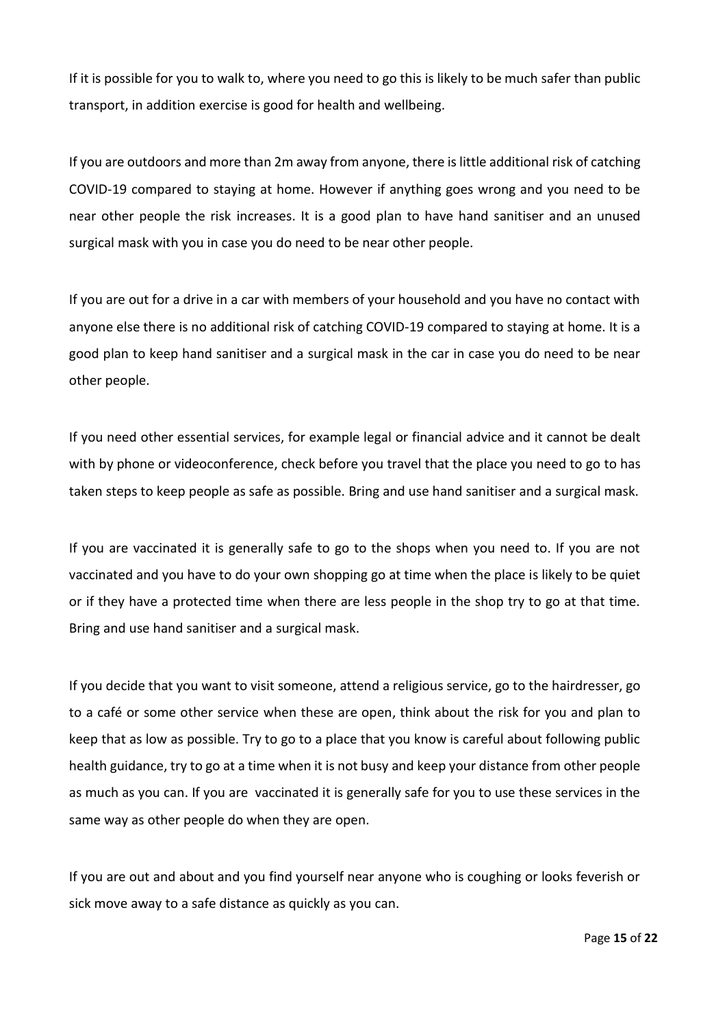If it is possible for you to walk to, where you need to go this is likely to be much safer than public transport, in addition exercise is good for health and wellbeing.

If you are outdoors and more than 2m away from anyone, there is little additional risk of catching COVID-19 compared to staying at home. However if anything goes wrong and you need to be near other people the risk increases. It is a good plan to have hand sanitiser and an unused surgical mask with you in case you do need to be near other people.

If you are out for a drive in a car with members of your household and you have no contact with anyone else there is no additional risk of catching COVID-19 compared to staying at home. It is a good plan to keep hand sanitiser and a surgical mask in the car in case you do need to be near other people.

If you need other essential services, for example legal or financial advice and it cannot be dealt with by phone or videoconference, check before you travel that the place you need to go to has taken steps to keep people as safe as possible. Bring and use hand sanitiser and a surgical mask.

If you are vaccinated it is generally safe to go to the shops when you need to. If you are not vaccinated and you have to do your own shopping go at time when the place is likely to be quiet or if they have a protected time when there are less people in the shop try to go at that time. Bring and use hand sanitiser and a surgical mask.

If you decide that you want to visit someone, attend a religious service, go to the hairdresser, go to a café or some other service when these are open, think about the risk for you and plan to keep that as low as possible. Try to go to a place that you know is careful about following public health guidance, try to go at a time when it is not busy and keep your distance from other people as much as you can. If you are vaccinated it is generally safe for you to use these services in the same way as other people do when they are open.

If you are out and about and you find yourself near anyone who is coughing or looks feverish or sick move away to a safe distance as quickly as you can.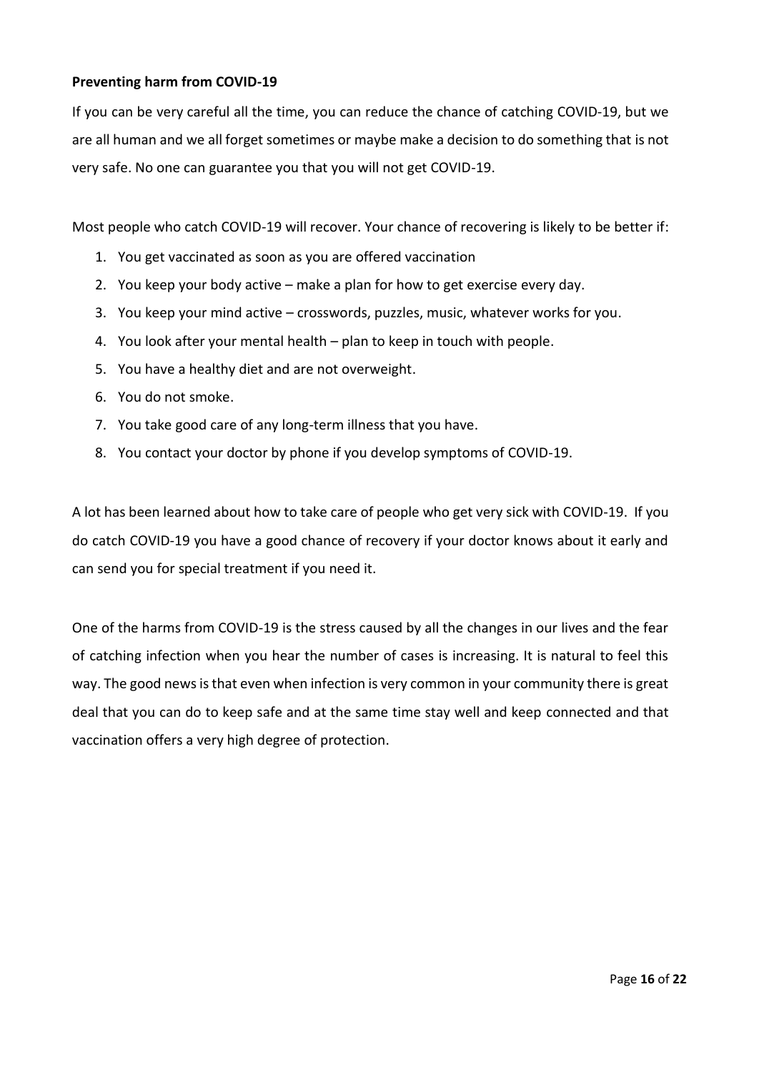**Preventing harm from COVID-19**

If you can be very careful all the time, you can reduce the chance of catching COVID-19, but we are all human and we all forget sometimes or maybe make a decision to do something that is not very safe. No one can guarantee you that you will not get COVID-19.

Most people who catch COVID-19 will recover. Your chance of recovering is likely to be better if:

1. You get vaccinated as soon as you are offered vaccination
2. You keep your body active – make a plan for how to get exercise every day.
3. You keep your mind active – crosswords, puzzles, music, whatever works for you.
4. You look after your mental health – plan to keep in touch with people.
5. You have a healthy diet and are not overweight.
6. You do not smoke.
7. You take good care of any long-term illness that you have.
8. You contact your doctor by phone if you develop symptoms of COVID-19.

A lot has been learned about how to take care of people who get very sick with COVID-19. If you do catch COVID-19 you have a good chance of recovery if your doctor knows about it early and can send you for special treatment if you need it.

One of the harms from COVID-19 is the stress caused by all the changes in our lives and the fear of catching infection when you hear the number of cases is increasing. It is natural to feel this way. The good news is that even when infection is very common in your community there is great deal that you can do to keep safe and at the same time stay well and keep connected and that vaccination offers a very high degree of protection.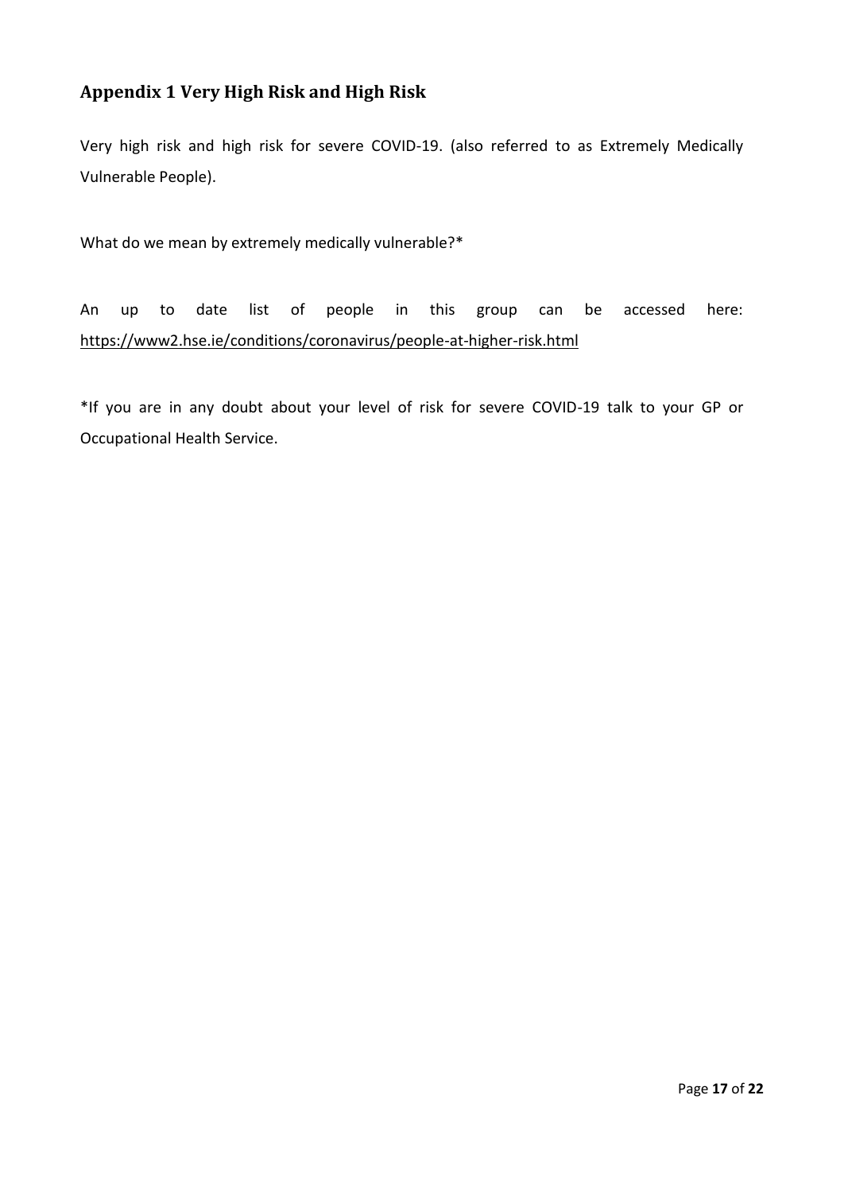## Appendix 1 Very High Risk and High Risk

Very high risk and high risk for severe COVID-19. (also referred to as Extremely Medically Vulnerable People).

What do we mean by extremely medically vulnerable?*

An up to date list of people in this group can be accessed here: https://www2.hse.ie/conditions/coronavirus/people-at-higher-risk.html

*If you are in any doubt about your level of risk for severe COVID-19 talk to your GP or Occupational Health Service.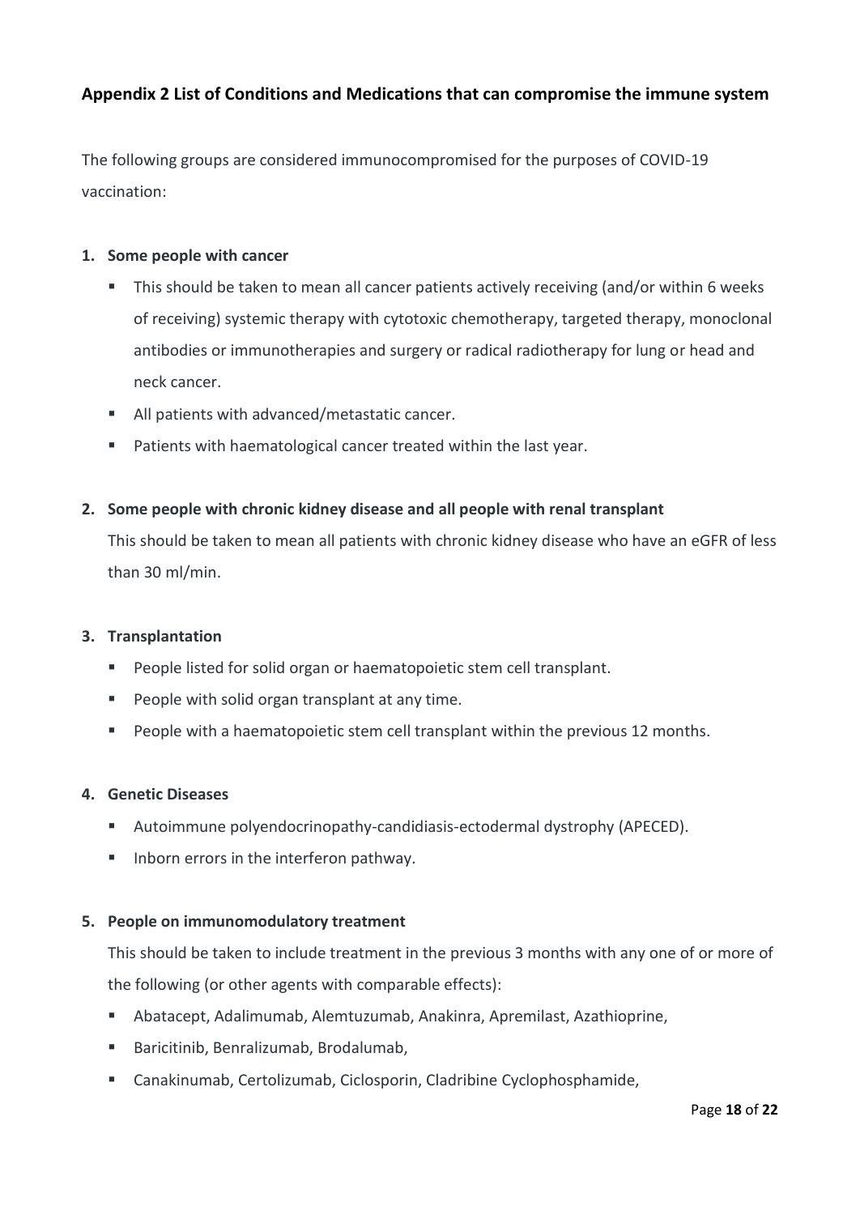## Appendix 2 List of Conditions and Medications that can compromise the immune system

The following groups are considered immunocompromised for the purposes of COVID-19 vaccination:

1. **Some people with cancer**
   - This should be taken to mean all cancer patients actively receiving (and/or within 6 weeks of receiving) systemic therapy with cytotoxic chemotherapy, targeted therapy, monoclonal antibodies or immunotherapies and surgery or radical radiotherapy for lung or head and neck cancer.
   - All patients with advanced/metastatic cancer.
   - Patients with haematological cancer treated within the last year.

2. **Some people with chronic kidney disease and all people with renal transplant**

   This should be taken to mean all patients with chronic kidney disease who have an eGFR of less than 30 ml/min.

3. **Transplantation**
   - People listed for solid organ or haematopoietic stem cell transplant.
   - People with solid organ transplant at any time.
   - People with a haematopoietic stem cell transplant within the previous 12 months.

4. **Genetic Diseases**
   - Autoimmune polyendocrinopathy-candidiasis-ectodermal dystrophy (APECED).
   - Inborn errors in the interferon pathway.

5. **People on immunomodulatory treatment**

   This should be taken to include treatment in the previous 3 months with any one of or more of the following (or other agents with comparable effects):
   - Abatacept, Adalimumab, Alemtuzumab, Anakinra, Apremilast, Azathioprine,
   - Baricitinib, Benralizumab, Brodalumab,
   - Canakinumab, Certolizumab, Ciclosporin, Cladribine Cyclophosphamide,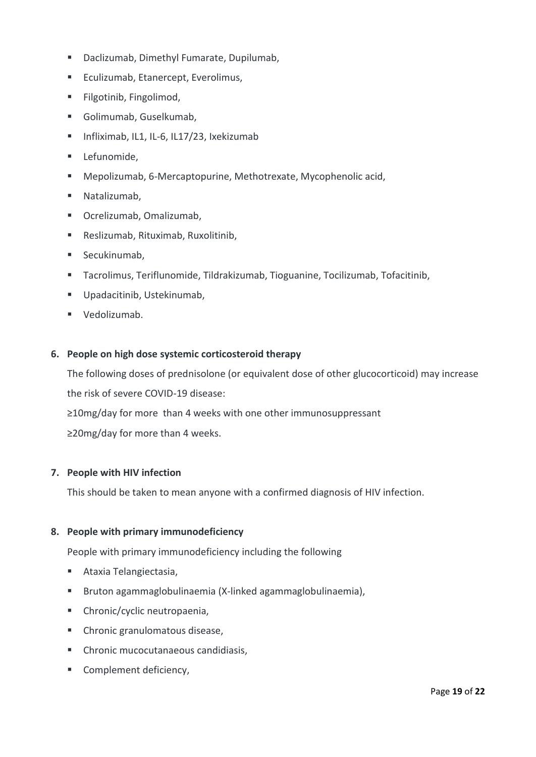- Daclizumab, Dimethyl Fumarate, Dupilumab,
- Eculizumab, Etanercept, Everolimus,
- Filgotinib, Fingolimod,
- Golimumab, Guselkumab,
- Infliximab, IL1, IL-6, IL17/23, Ixekizumab
- Lefunomide,
- Mepolizumab, 6-Mercaptopurine, Methotrexate, Mycophenolic acid,
- Natalizumab,
- Ocrelizumab, Omalizumab,
- Reslizumab, Rituximab, Ruxolitinib,
- Secukinumab,
- Tacrolimus, Teriflunomide, Tildrakizumab, Tioguanine, Tocilizumab, Tofacitinib,
- Upadacitinib, Ustekinumab,
- Vedolizumab.

**6. People on high dose systemic corticosteroid therapy**

The following doses of prednisolone (or equivalent dose of other glucocorticoid) may increase the risk of severe COVID-19 disease:

≥10mg/day for more than 4 weeks with one other immunosuppressant

≥20mg/day for more than 4 weeks.

**7. People with HIV infection**

This should be taken to mean anyone with a confirmed diagnosis of HIV infection.

**8. People with primary immunodeficiency**

People with primary immunodeficiency including the following

- Ataxia Telangiectasia,
- Bruton agammaglobulinaemia (X-linked agammaglobulinaemia),
- Chronic/cyclic neutropaenia,
- Chronic granulomatous disease,
- Chronic mucocutanaeous candidiasis,
- Complement deficiency,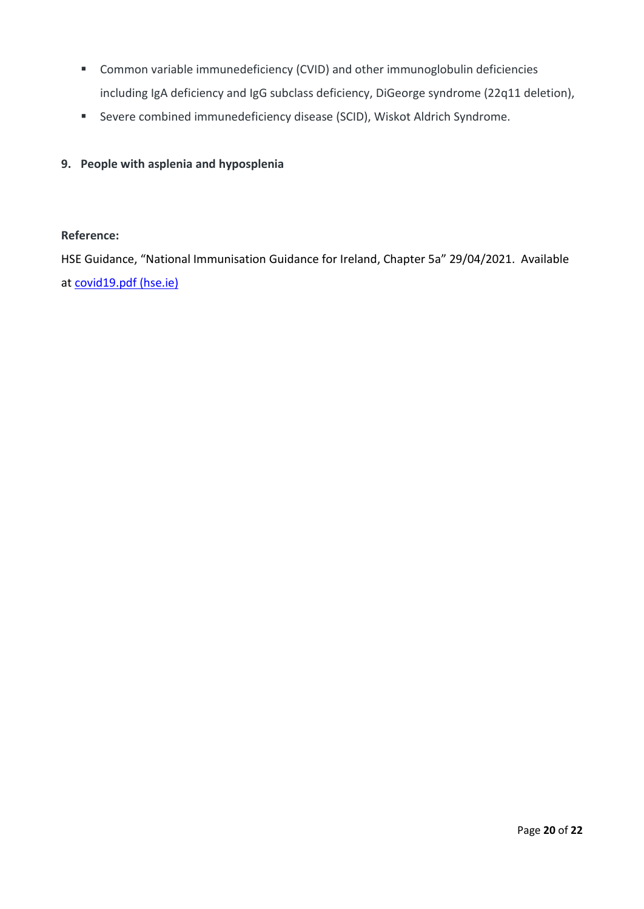- Common variable immunedeficiency (CVID) and other immunoglobulin deficiencies including IgA deficiency and IgG subclass deficiency, DiGeorge syndrome (22q11 deletion),
- Severe combined immunedeficiency disease (SCID), Wiskot Aldrich Syndrome.

9. **People with asplenia and hyposplenia**

**Reference:**

HSE Guidance, "National Immunisation Guidance for Ireland, Chapter 5a" 29/04/2021. Available at [covid19.pdf (hse.ie)](covid19.pdf (hse.ie))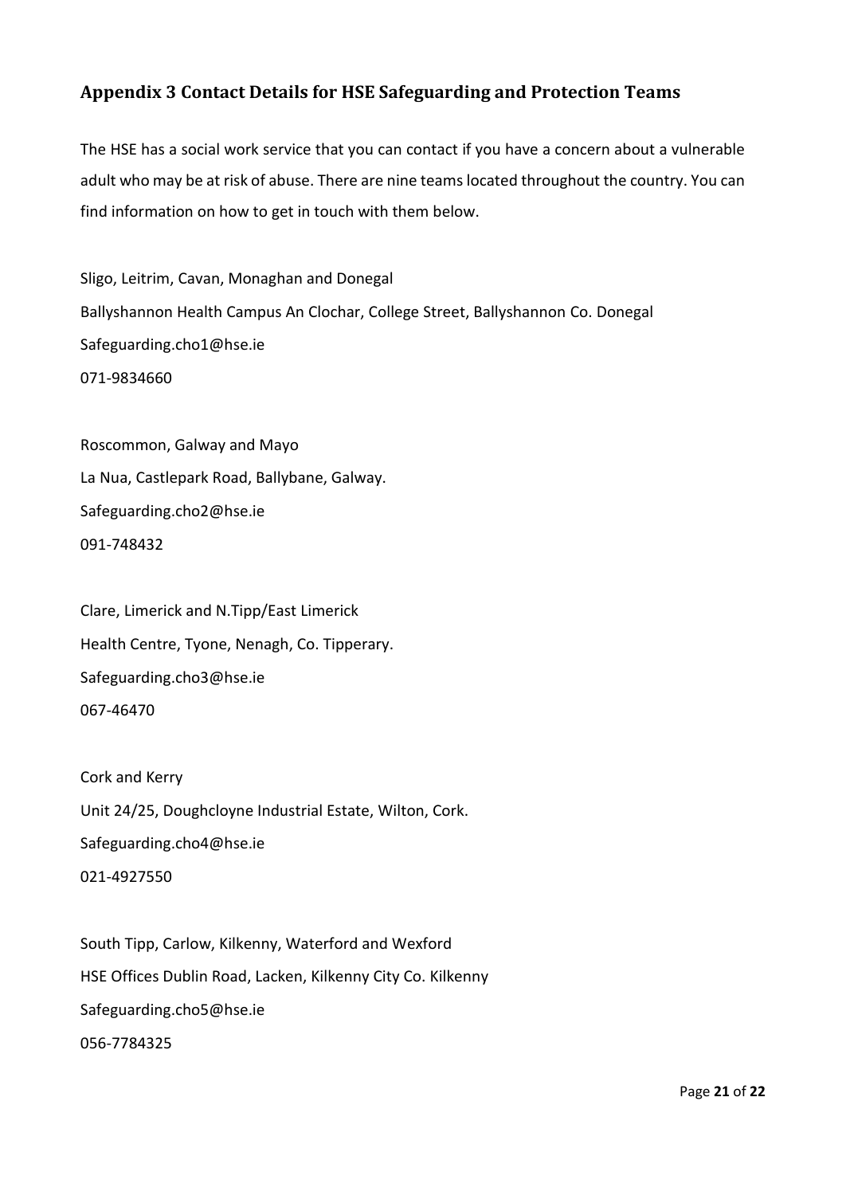## Appendix 3 Contact Details for HSE Safeguarding and Protection Teams

The HSE has a social work service that you can contact if you have a concern about a vulnerable adult who may be at risk of abuse. There are nine teams located throughout the country. You can find information on how to get in touch with them below.

Sligo, Leitrim, Cavan, Monaghan and Donegal
Ballyshannon Health Campus An Clochar, College Street, Ballyshannon Co. Donegal
Safeguarding.cho1@hse.ie
071-9834660

Roscommon, Galway and Mayo
La Nua, Castlepark Road, Ballybane, Galway.
Safeguarding.cho2@hse.ie
091-748432

Clare, Limerick and N.Tipp/East Limerick
Health Centre, Tyone, Nenagh, Co. Tipperary.
Safeguarding.cho3@hse.ie
067-46470

Cork and Kerry
Unit 24/25, Doughcloyne Industrial Estate, Wilton, Cork.
Safeguarding.cho4@hse.ie
021-4927550

South Tipp, Carlow, Kilkenny, Waterford and Wexford
HSE Offices Dublin Road, Lacken, Kilkenny City Co. Kilkenny
Safeguarding.cho5@hse.ie
056-7784325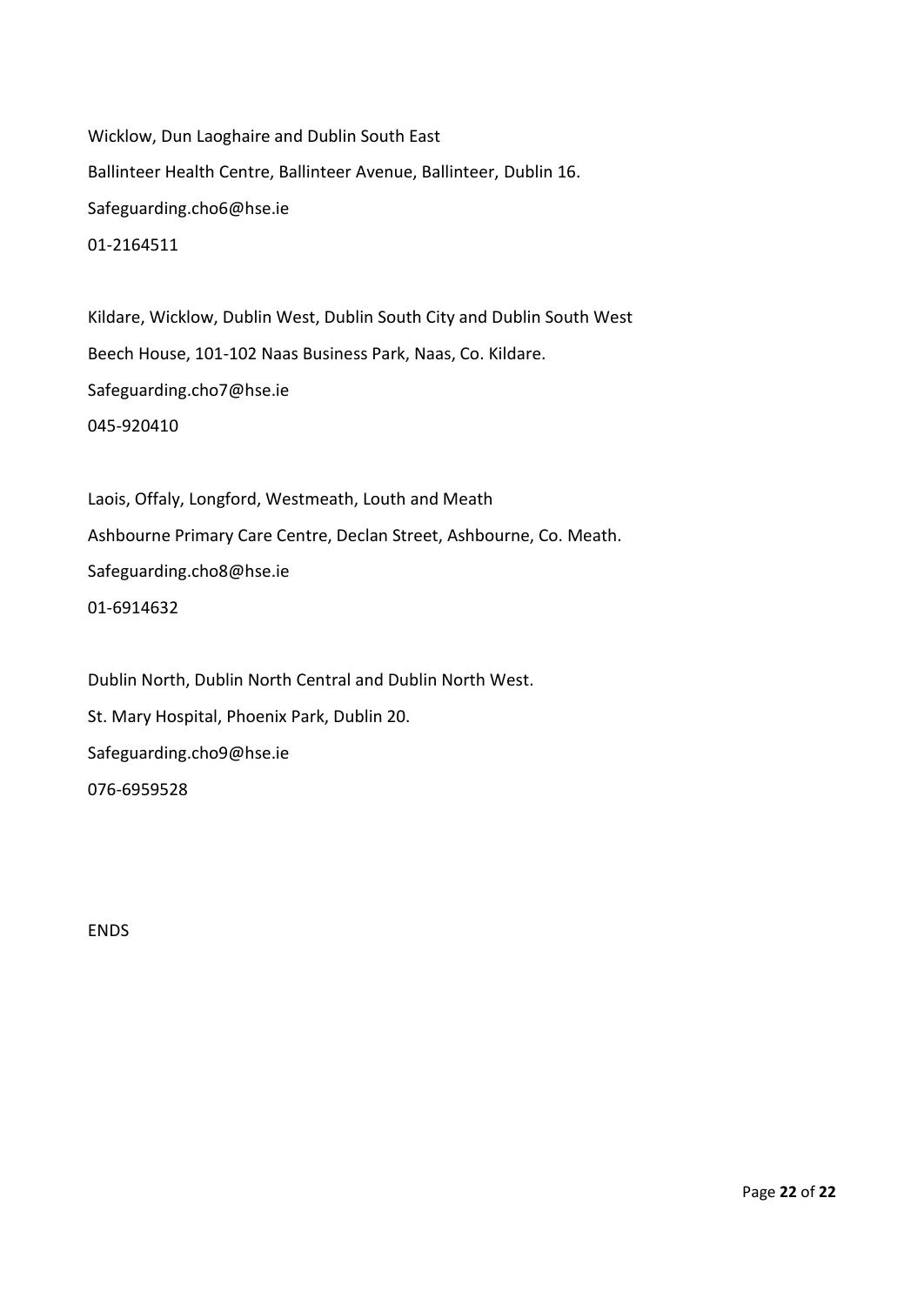Wicklow, Dun Laoghaire and Dublin South East

Ballinteer Health Centre, Ballinteer Avenue, Ballinteer, Dublin 16.

Safeguarding.cho6@hse.ie

01-2164511

Kildare, Wicklow, Dublin West, Dublin South City and Dublin South West

Beech House, 101-102 Naas Business Park, Naas, Co. Kildare.

Safeguarding.cho7@hse.ie

045-920410

Laois, Offaly, Longford, Westmeath, Louth and Meath

Ashbourne Primary Care Centre, Declan Street, Ashbourne, Co. Meath.

Safeguarding.cho8@hse.ie

01-6914632

Dublin North, Dublin North Central and Dublin North West.

St. Mary Hospital, Phoenix Park, Dublin 20.

Safeguarding.cho9@hse.ie

076-6959528

ENDS